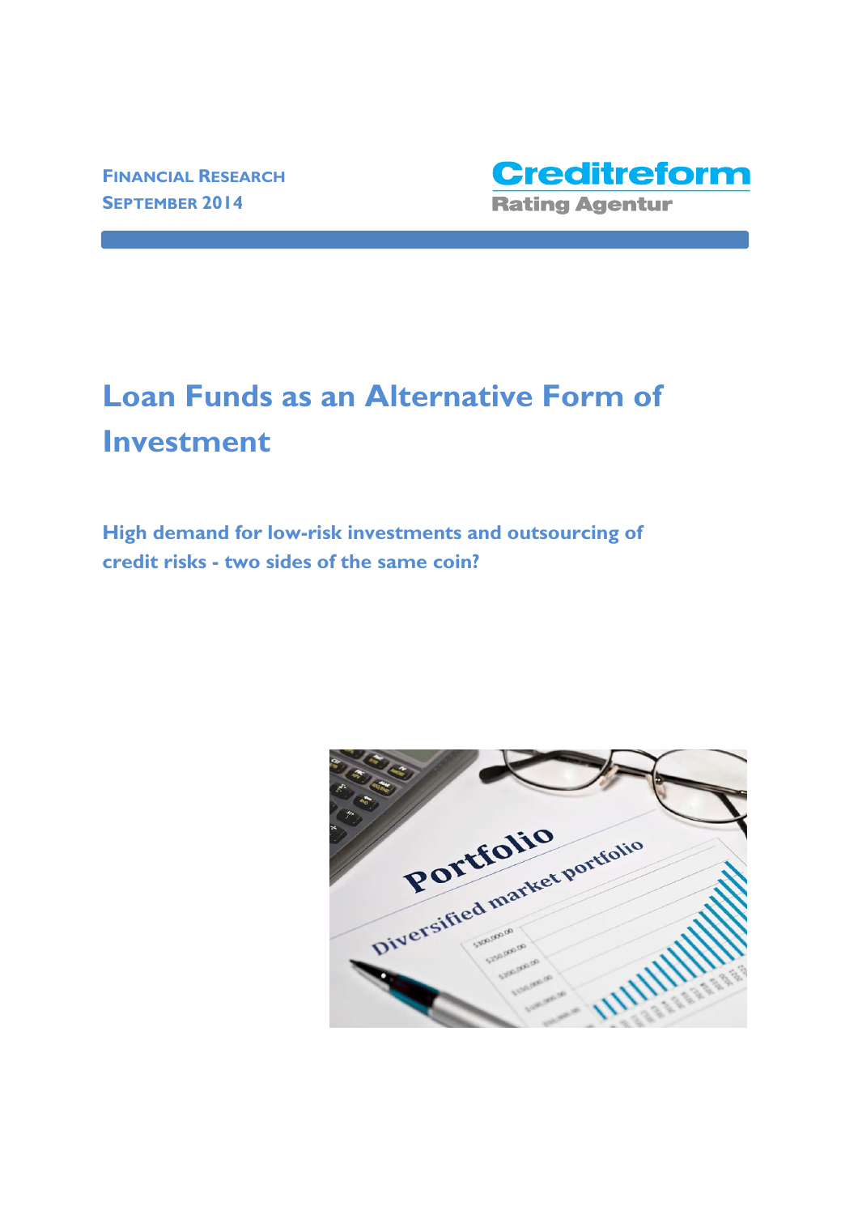**Financial Research**
**September 2014**

Creditreform
Rating Agentur

# Loan Funds as an Alternative Form of Investment

## High demand for low-risk investments and outsourcing of credit risks - two sides of the same coin?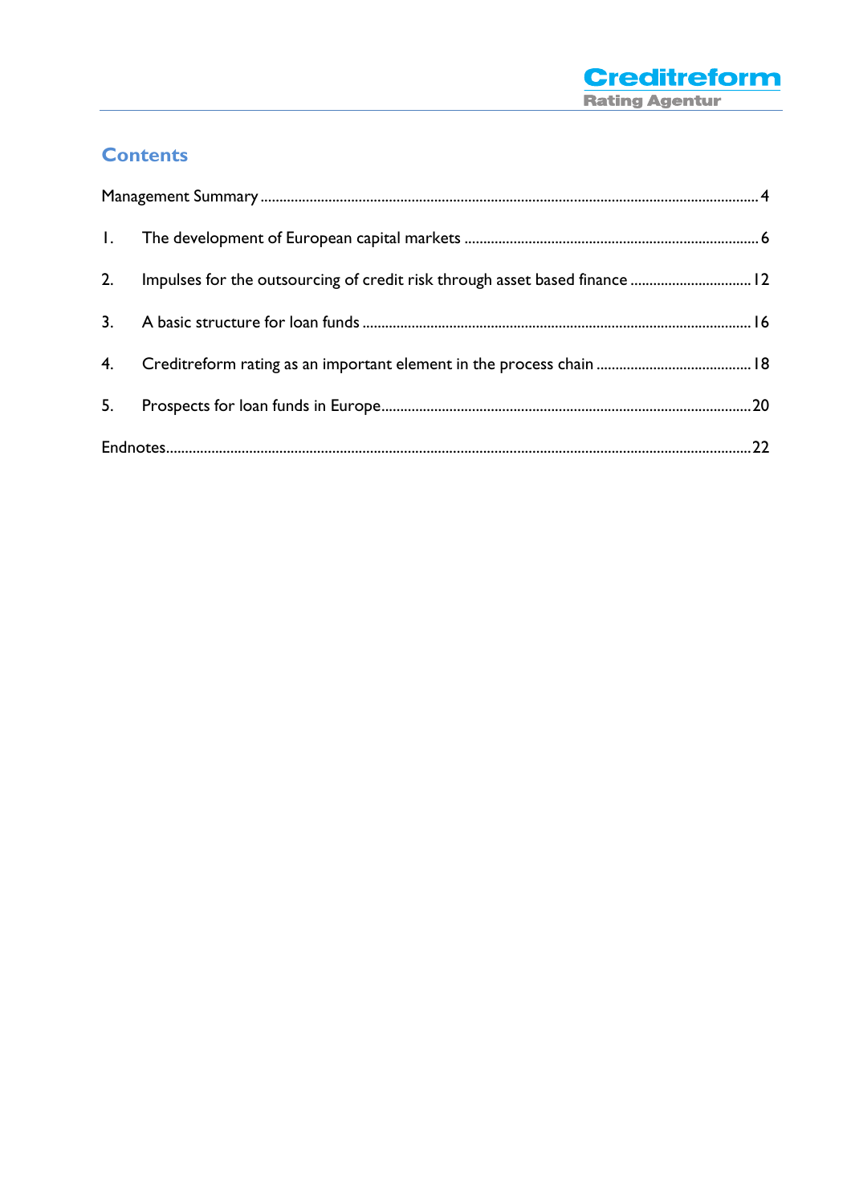## Contents

Management Summary ..... 4

1. The development of European capital markets ..... 6
2. Impulses for the outsourcing of credit risk through asset based finance ..... 12
3. A basic structure for loan funds ..... 16
4. Creditreform rating as an important element in the process chain ..... 18
5. Prospects for loan funds in Europe ..... 20

Endnotes ..... 22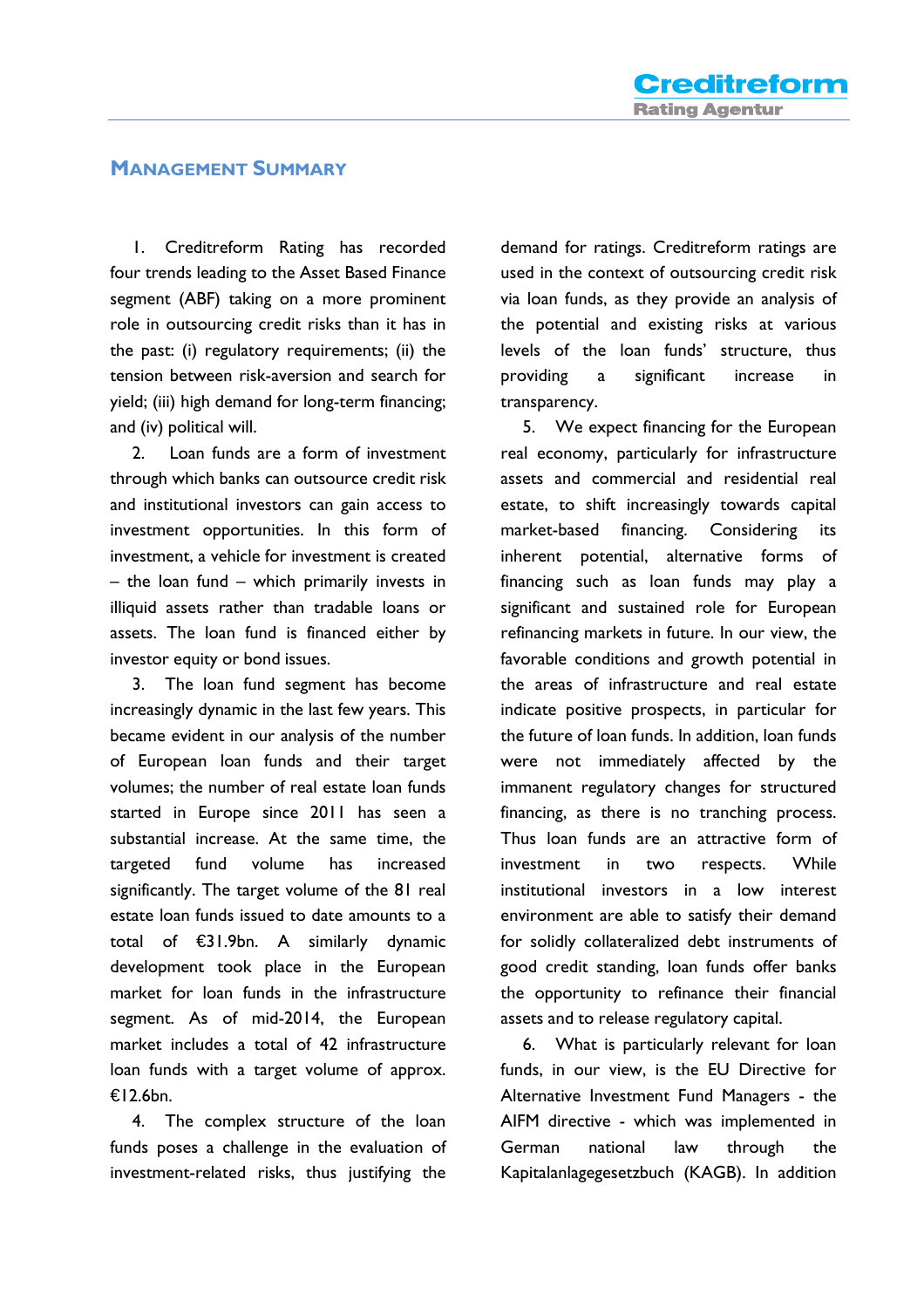## Management Summary

1. Creditreform Rating has recorded four trends leading to the Asset Based Finance segment (ABF) taking on a more prominent role in outsourcing credit risks than it has in the past: (i) regulatory requirements; (ii) the tension between risk-aversion and search for yield; (iii) high demand for long-term financing; and (iv) political will.

2. Loan funds are a form of investment through which banks can outsource credit risk and institutional investors can gain access to investment opportunities. In this form of investment, a vehicle for investment is created – the loan fund – which primarily invests in illiquid assets rather than tradable loans or assets. The loan fund is financed either by investor equity or bond issues.

3. The loan fund segment has become increasingly dynamic in the last few years. This became evident in our analysis of the number of European loan funds and their target volumes; the number of real estate loan funds started in Europe since 2011 has seen a substantial increase. At the same time, the targeted fund volume has increased significantly. The target volume of the 81 real estate loan funds issued to date amounts to a total of €31.9bn. A similarly dynamic development took place in the European market for loan funds in the infrastructure segment. As of mid-2014, the European market includes a total of 42 infrastructure loan funds with a target volume of approx. €12.6bn.

4. The complex structure of the loan funds poses a challenge in the evaluation of investment-related risks, thus justifying the demand for ratings. Creditreform ratings are used in the context of outsourcing credit risk via loan funds, as they provide an analysis of the potential and existing risks at various levels of the loan funds' structure, thus providing a significant increase in transparency.

5. We expect financing for the European real economy, particularly for infrastructure assets and commercial and residential real estate, to shift increasingly towards capital market-based financing. Considering its inherent potential, alternative forms of financing such as loan funds may play a significant and sustained role for European refinancing markets in future. In our view, the favorable conditions and growth potential in the areas of infrastructure and real estate indicate positive prospects, in particular for the future of loan funds. In addition, loan funds were not immediately affected by the immanent regulatory changes for structured financing, as there is no tranching process. Thus loan funds are an attractive form of investment in two respects. While institutional investors in a low interest environment are able to satisfy their demand for solidly collateralized debt instruments of good credit standing, loan funds offer banks the opportunity to refinance their financial assets and to release regulatory capital.

6. What is particularly relevant for loan funds, in our view, is the EU Directive for Alternative Investment Fund Managers - the AIFM directive - which was implemented in German national law through the Kapitalanlagegesetzbuch (KAGB). In addition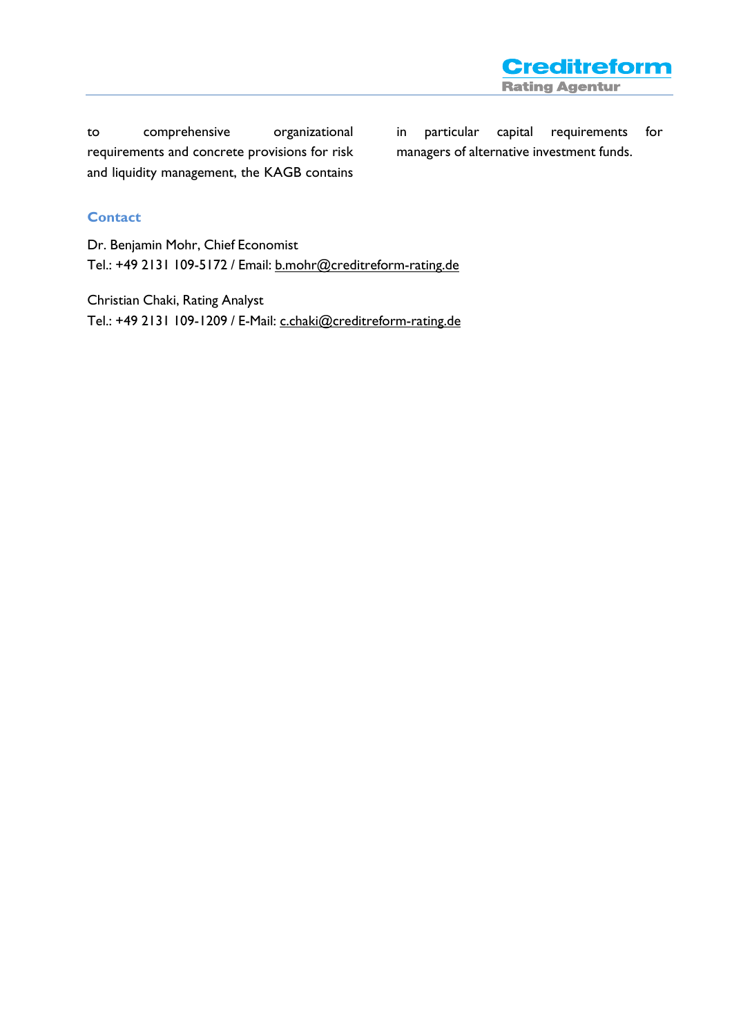to comprehensive organizational requirements and concrete provisions for risk and liquidity management, the KAGB contains in particular capital requirements for managers of alternative investment funds.

## Contact

Dr. Benjamin Mohr, Chief Economist
Tel.: +49 2131 109-5172 / Email: b.mohr@creditreform-rating.de

Christian Chaki, Rating Analyst
Tel.: +49 2131 109-1209 / E-Mail: c.chaki@creditreform-rating.de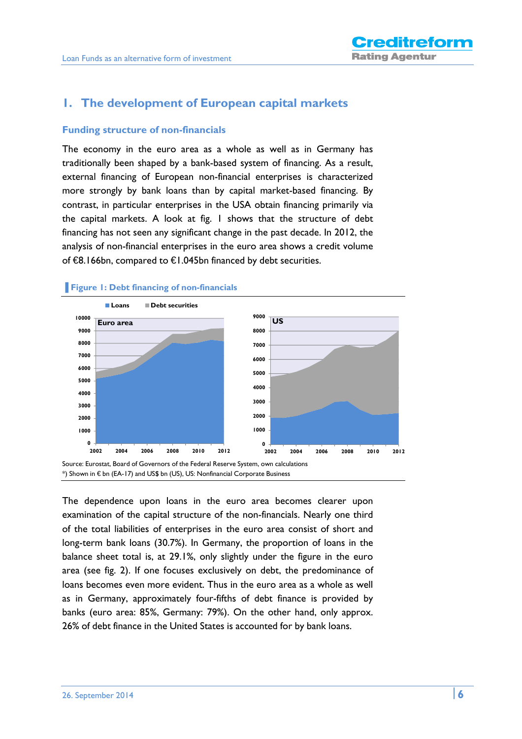## 1. The development of European capital markets

### Funding structure of non-financials

The economy in the euro area as a whole as well as in Germany has traditionally been shaped by a bank-based system of financing. As a result, external financing of European non-financial enterprises is characterized more strongly by bank loans than by capital market-based financing. By contrast, in particular enterprises in the USA obtain financing primarily via the capital markets. A look at fig. 1 shows that the structure of debt financing has not seen any significant change in the past decade. In 2012, the analysis of non-financial enterprises in the euro area shows a credit volume of €8.166bn, compared to €1.045bn financed by debt securities.

**Figure 1: Debt financing of non-financials**

Source: Eurostat, Board of Governors of the Federal Reserve System, own calculations
*) Shown in € bn (EA-17) and US$ bn (US), US: Nonfinancial Corporate Business

The dependence upon loans in the euro area becomes clearer upon examination of the capital structure of the non-financials. Nearly one third of the total liabilities of enterprises in the euro area consist of short and long-term bank loans (30.7%). In Germany, the proportion of loans in the balance sheet total is, at 29.1%, only slightly under the figure in the euro area (see fig. 2). If one focuses exclusively on debt, the predominance of loans becomes even more evident. Thus in the euro area as a whole as well as in Germany, approximately four-fifths of debt finance is provided by banks (euro area: 85%, Germany: 79%). On the other hand, only approx. 26% of debt finance in the United States is accounted for by bank loans.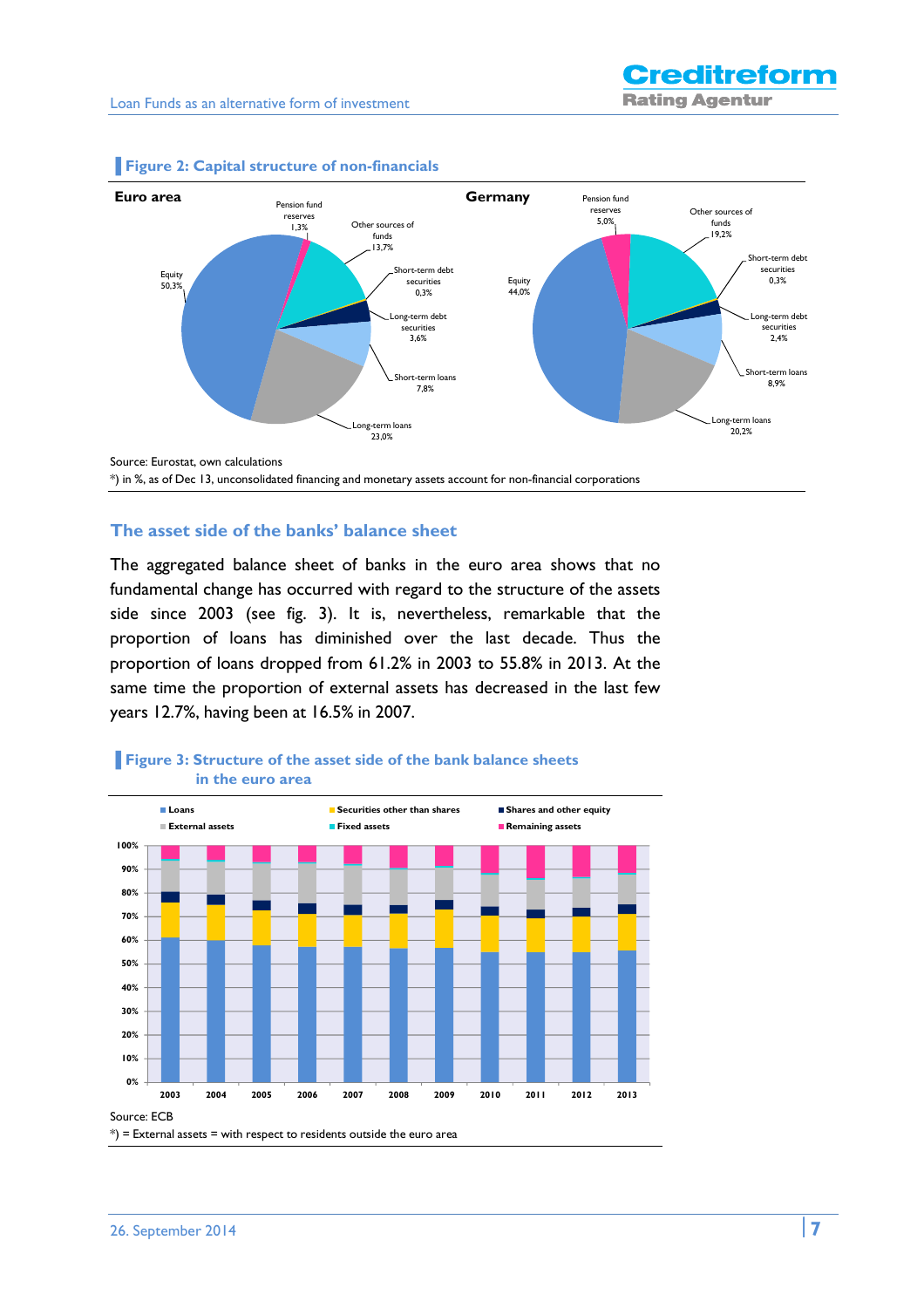**Figure 2: Capital structure of non-financials**

**Euro area**

Pension fund reserves 1,3%
Other sources of funds 13,7%
Short-term debt securities 0,3%
Long-term debt securities 3,6%
Short-term loans 7,8%
Long-term loans 23,0%
Equity 50,3%

**Germany**

Pension fund reserves 5,0%
Other sources of funds 19,2%
Short-term debt securities 0,3%
Long-term debt securities 2,4%
Short-term loans 8,9%
Long-term loans 20,2%
Equity 44,0%

Source: Eurostat, own calculations
*) in %, as of Dec 13, unconsolidated financing and monetary assets account for non-financial corporations

## The asset side of the banks' balance sheet

The aggregated balance sheet of banks in the euro area shows that no fundamental change has occurred with regard to the structure of the assets side since 2003 (see fig. 3). It is, nevertheless, remarkable that the proportion of loans has diminished over the last decade. Thus the proportion of loans dropped from 61.2% in 2003 to 55.8% in 2013. At the same time the proportion of external assets has decreased in the last few years 12.7%, having been at 16.5% in 2007.

**Figure 3: Structure of the asset side of the bank balance sheets in the euro area**

Legend: Loans, Securities other than shares, Shares and other equity, External assets, Fixed assets, Remaining assets

Years: 2003, 2004, 2005, 2006, 2007, 2008, 2009, 2010, 2011, 2012, 2013

Source: ECB
*) = External assets = with respect to residents outside the euro area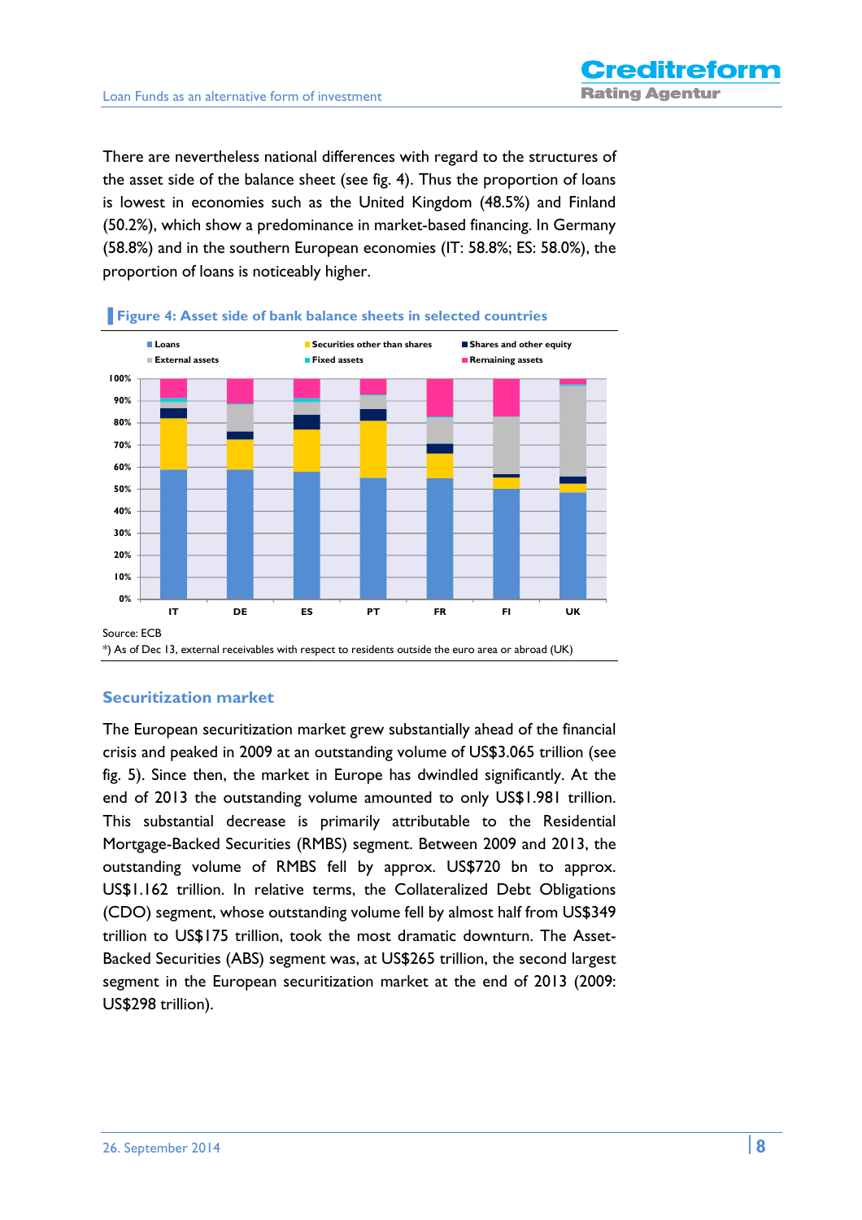There are nevertheless national differences with regard to the structures of the asset side of the balance sheet (see fig. 4). Thus the proportion of loans is lowest in economies such as the United Kingdom (48.5%) and Finland (50.2%), which show a predominance in market-based financing. In Germany (58.8%) and in the southern European economies (IT: 58.8%; ES: 58.0%), the proportion of loans is noticeably higher.

**Figure 4: Asset side of bank balance sheets in selected countries**

Source: ECB

*) As of Dec 13, external receivables with respect to residents outside the euro area or abroad (UK)

## Securitization market

The European securitization market grew substantially ahead of the financial crisis and peaked in 2009 at an outstanding volume of US$3.065 trillion (see fig. 5). Since then, the market in Europe has dwindled significantly. At the end of 2013 the outstanding volume amounted to only US$1.981 trillion. This substantial decrease is primarily attributable to the Residential Mortgage-Backed Securities (RMBS) segment. Between 2009 and 2013, the outstanding volume of RMBS fell by approx. US$720 bn to approx. US$1.162 trillion. In relative terms, the Collateralized Debt Obligations (CDO) segment, whose outstanding volume fell by almost half from US$349 trillion to US$175 trillion, took the most dramatic downturn. The Asset-Backed Securities (ABS) segment was, at US$265 trillion, the second largest segment in the European securitization market at the end of 2013 (2009: US$298 trillion).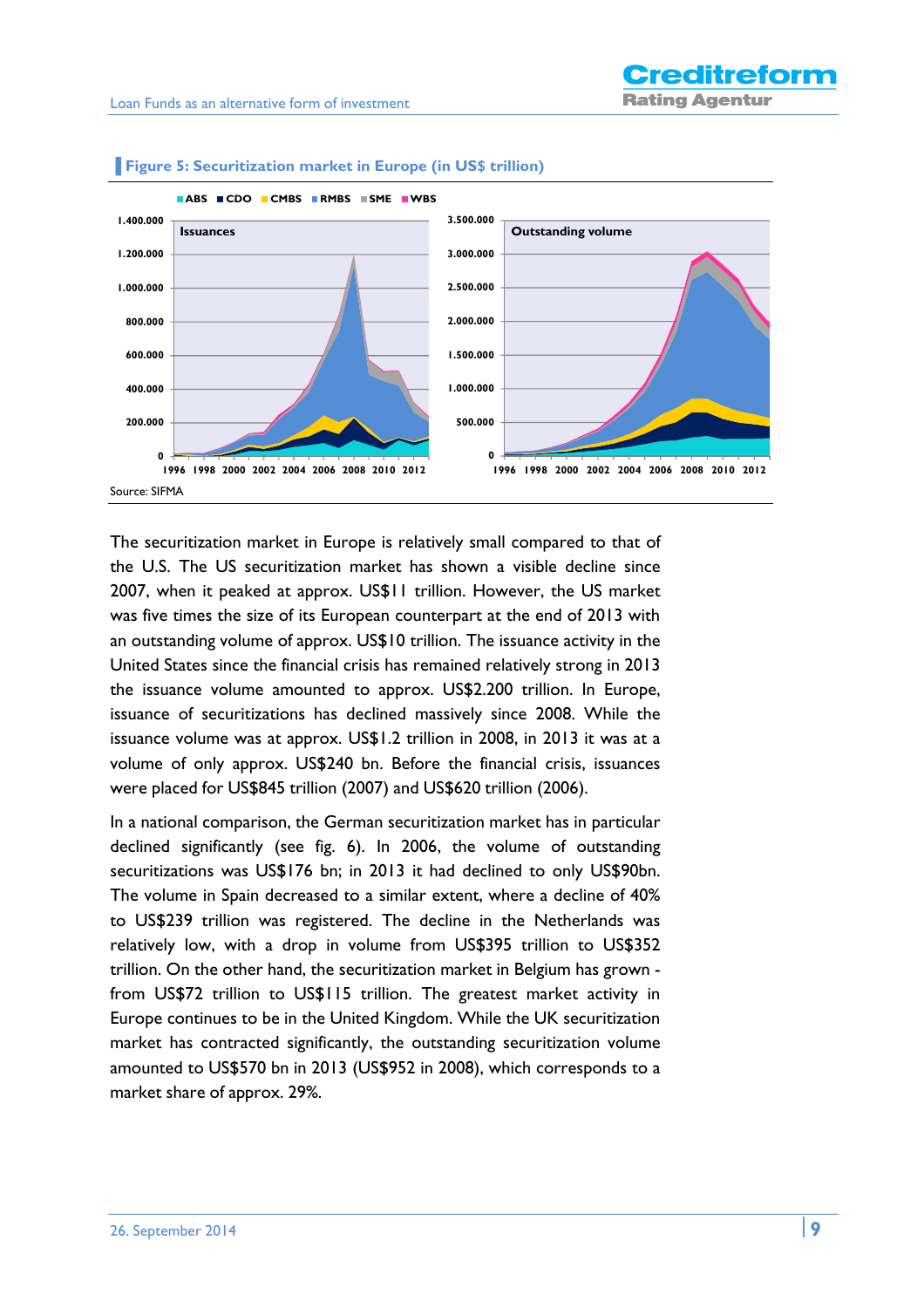**Figure 5: Securitization market in Europe (in US$ trillion)**

Source: SIFMA

The securitization market in Europe is relatively small compared to that of the U.S. The US securitization market has shown a visible decline since 2007, when it peaked at approx. US$11 trillion. However, the US market was five times the size of its European counterpart at the end of 2013 with an outstanding volume of approx. US$10 trillion. The issuance activity in the United States since the financial crisis has remained relatively strong in 2013 the issuance volume amounted to approx. US$2.200 trillion. In Europe, issuance of securitizations has declined massively since 2008. While the issuance volume was at approx. US$1.2 trillion in 2008, in 2013 it was at a volume of only approx. US$240 bn. Before the financial crisis, issuances were placed for US$845 trillion (2007) and US$620 trillion (2006).

In a national comparison, the German securitization market has in particular declined significantly (see fig. 6). In 2006, the volume of outstanding securitizations was US$176 bn; in 2013 it had declined to only US$90bn. The volume in Spain decreased to a similar extent, where a decline of 40% to US$239 trillion was registered. The decline in the Netherlands was relatively low, with a drop in volume from US$395 trillion to US$352 trillion. On the other hand, the securitization market in Belgium has grown - from US$72 trillion to US$115 trillion. The greatest market activity in Europe continues to be in the United Kingdom. While the UK securitization market has contracted significantly, the outstanding securitization volume amounted to US$570 bn in 2013 (US$952 in 2008), which corresponds to a market share of approx. 29%.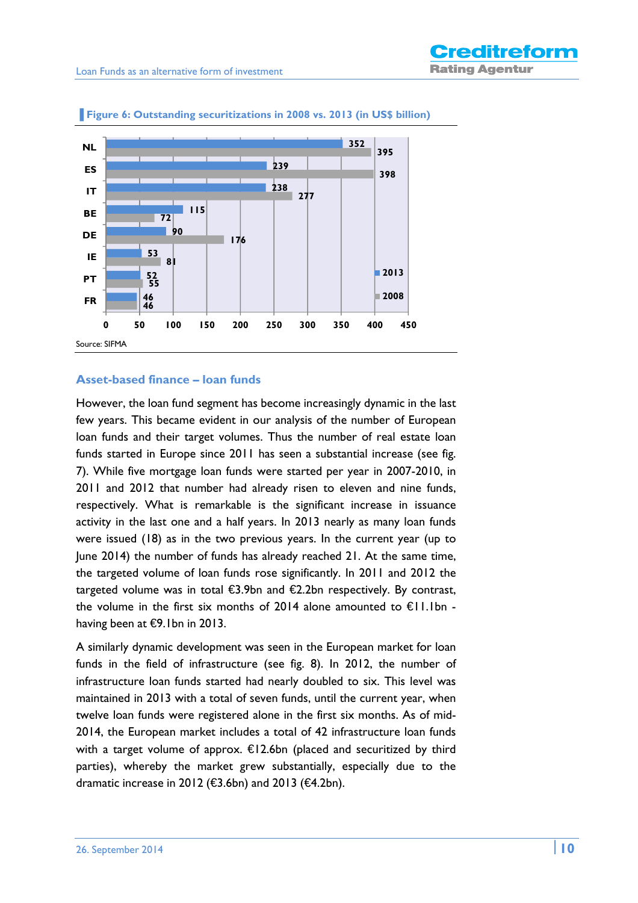**Figure 6: Outstanding securitizations in 2008 vs. 2013 (in US$ billion)**

| | 2013 | 2008 |
|---|---|---|
| NL | 352 | 395 |
| ES | 239 | 398 |
| IT | 238 | 277 |
| BE | 115 | 72 |
| DE | 90 | 176 |
| IE | 53 | 81 |
| PT | 52 | 55 |
| FR | 46 | 46 |

Source: SIFMA

## Asset-based finance – loan funds

However, the loan fund segment has become increasingly dynamic in the last few years. This became evident in our analysis of the number of European loan funds and their target volumes. Thus the number of real estate loan funds started in Europe since 2011 has seen a substantial increase (see fig. 7). While five mortgage loan funds were started per year in 2007-2010, in 2011 and 2012 that number had already risen to eleven and nine funds, respectively. What is remarkable is the significant increase in issuance activity in the last one and a half years. In 2013 nearly as many loan funds were issued (18) as in the two previous years. In the current year (up to June 2014) the number of funds has already reached 21. At the same time, the targeted volume of loan funds rose significantly. In 2011 and 2012 the targeted volume was in total €3.9bn and €2.2bn respectively. By contrast, the volume in the first six months of 2014 alone amounted to €11.1bn - having been at €9.1bn in 2013.

A similarly dynamic development was seen in the European market for loan funds in the field of infrastructure (see fig. 8). In 2012, the number of infrastructure loan funds started had nearly doubled to six. This level was maintained in 2013 with a total of seven funds, until the current year, when twelve loan funds were registered alone in the first six months. As of mid-2014, the European market includes a total of 42 infrastructure loan funds with a target volume of approx. €12.6bn (placed and securitized by third parties), whereby the market grew substantially, especially due to the dramatic increase in 2012 (€3.6bn) and 2013 (€4.2bn).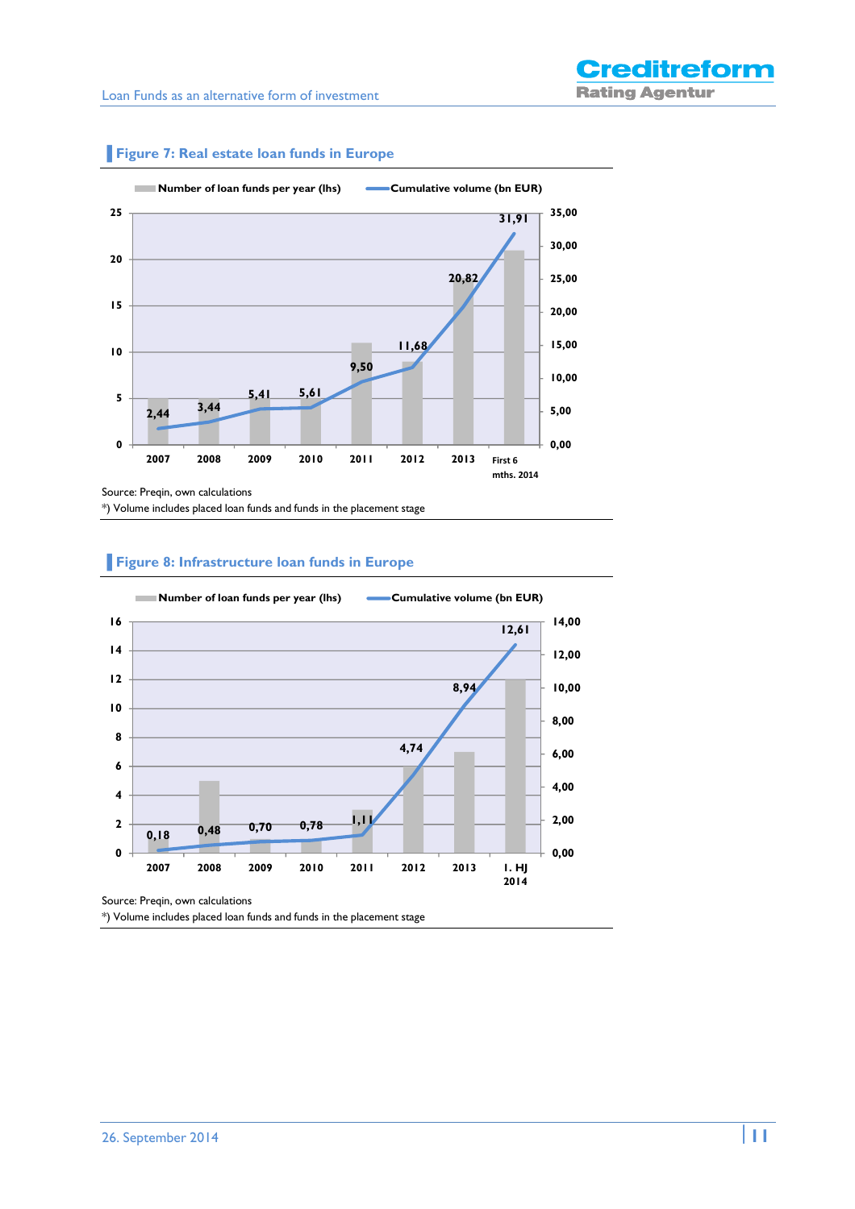## Figure 7: Real estate loan funds in Europe

| | Number of loan funds per year (lhs) | Cumulative volume (bn EUR) |
|---|---|---|
| 2007 | 5 | 2,44 |
| 2008 | 5 | 3,44 |
| 2009 | 5 | 5,41 |
| 2010 | 5 | 5,61 |
| 2011 | 11 | 9,50 |
| 2012 | 9 | 11,68 |
| 2013 | 18 | 20,82 |
| First 6 mths. 2014 | 21 | 31,91 |

Source: Preqin, own calculations

*) Volume includes placed loan funds and funds in the placement stage

## Figure 8: Infrastructure loan funds in Europe

| | Number of loan funds per year (lhs) | Cumulative volume (bn EUR) |
|---|---|---|
| 2007 | 1 | 0,18 |
| 2008 | 5 | 0,48 |
| 2009 | 1 | 0,70 |
| 2010 | 1 | 0,78 |
| 2011 | 3 | 1,11 |
| 2012 | 6 | 4,74 |
| 2013 | 7 | 8,94 |
| I. HJ 2014 | 12 | 12,61 |

Source: Preqin, own calculations

*) Volume includes placed loan funds and funds in the placement stage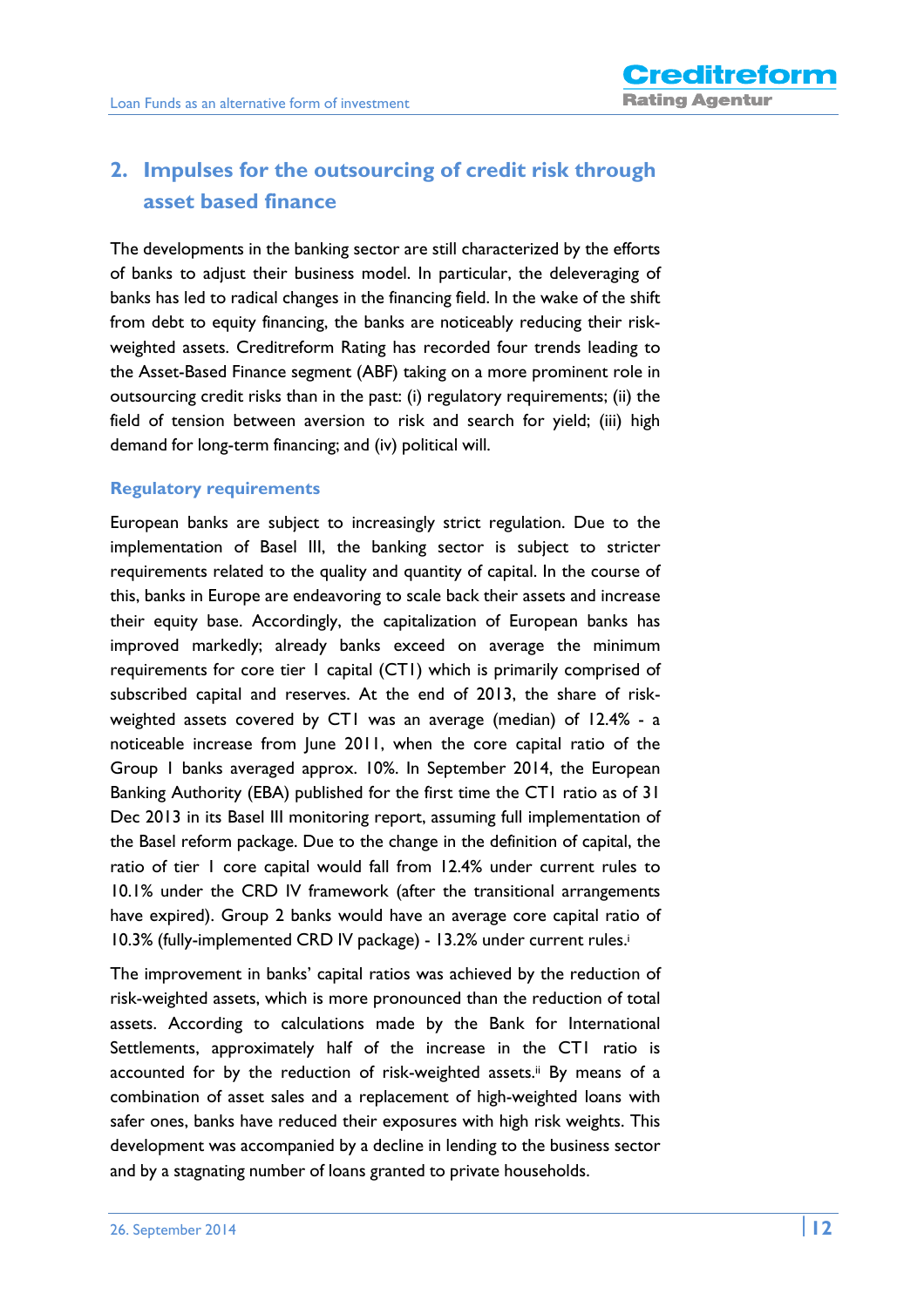## 2. Impulses for the outsourcing of credit risk through asset based finance

The developments in the banking sector are still characterized by the efforts of banks to adjust their business model. In particular, the deleveraging of banks has led to radical changes in the financing field. In the wake of the shift from debt to equity financing, the banks are noticeably reducing their risk-weighted assets. Creditreform Rating has recorded four trends leading to the Asset-Based Finance segment (ABF) taking on a more prominent role in outsourcing credit risks than in the past: (i) regulatory requirements; (ii) the field of tension between aversion to risk and search for yield; (iii) high demand for long-term financing; and (iv) political will.

### Regulatory requirements

European banks are subject to increasingly strict regulation. Due to the implementation of Basel III, the banking sector is subject to stricter requirements related to the quality and quantity of capital. In the course of this, banks in Europe are endeavoring to scale back their assets and increase their equity base. Accordingly, the capitalization of European banks has improved markedly; already banks exceed on average the minimum requirements for core tier I capital (CT1) which is primarily comprised of subscribed capital and reserves. At the end of 2013, the share of risk-weighted assets covered by CT1 was an average (median) of 12.4% - a noticeable increase from June 2011, when the core capital ratio of the Group I banks averaged approx. 10%. In September 2014, the European Banking Authority (EBA) published for the first time the CT1 ratio as of 31 Dec 2013 in its Basel III monitoring report, assuming full implementation of the Basel reform package. Due to the change in the definition of capital, the ratio of tier 1 core capital would fall from 12.4% under current rules to 10.1% under the CRD IV framework (after the transitional arrangements have expired). Group 2 banks would have an average core capital ratio of 10.3% (fully-implemented CRD IV package) - 13.2% under current rules.[i]

The improvement in banks' capital ratios was achieved by the reduction of risk-weighted assets, which is more pronounced than the reduction of total assets. According to calculations made by the Bank for International Settlements, approximately half of the increase in the CT1 ratio is accounted for by the reduction of risk-weighted assets.[ii] By means of a combination of asset sales and a replacement of high-weighted loans with safer ones, banks have reduced their exposures with high risk weights. This development was accompanied by a decline in lending to the business sector and by a stagnating number of loans granted to private households.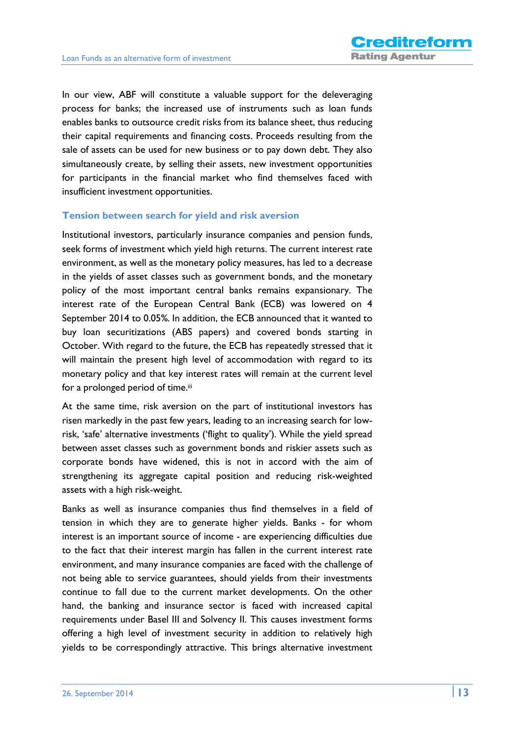In our view, ABF will constitute a valuable support for the deleveraging process for banks; the increased use of instruments such as loan funds enables banks to outsource credit risks from its balance sheet, thus reducing their capital requirements and financing costs. Proceeds resulting from the sale of assets can be used for new business or to pay down debt. They also simultaneously create, by selling their assets, new investment opportunities for participants in the financial market who find themselves faced with insufficient investment opportunities.

## Tension between search for yield and risk aversion

Institutional investors, particularly insurance companies and pension funds, seek forms of investment which yield high returns. The current interest rate environment, as well as the monetary policy measures, has led to a decrease in the yields of asset classes such as government bonds, and the monetary policy of the most important central banks remains expansionary. The interest rate of the European Central Bank (ECB) was lowered on 4 September 2014 to 0.05%. In addition, the ECB announced that it wanted to buy loan securitizations (ABS papers) and covered bonds starting in October. With regard to the future, the ECB has repeatedly stressed that it will maintain the present high level of accommodation with regard to its monetary policy and that key interest rates will remain at the current level for a prolonged period of time.[iii]

At the same time, risk aversion on the part of institutional investors has risen markedly in the past few years, leading to an increasing search for low-risk, 'safe' alternative investments ('flight to quality'). While the yield spread between asset classes such as government bonds and riskier assets such as corporate bonds have widened, this is not in accord with the aim of strengthening its aggregate capital position and reducing risk-weighted assets with a high risk-weight.

Banks as well as insurance companies thus find themselves in a field of tension in which they are to generate higher yields. Banks - for whom interest is an important source of income - are experiencing difficulties due to the fact that their interest margin has fallen in the current interest rate environment, and many insurance companies are faced with the challenge of not being able to service guarantees, should yields from their investments continue to fall due to the current market developments. On the other hand, the banking and insurance sector is faced with increased capital requirements under Basel III and Solvency II. This causes investment forms offering a high level of investment security in addition to relatively high yields to be correspondingly attractive. This brings alternative investment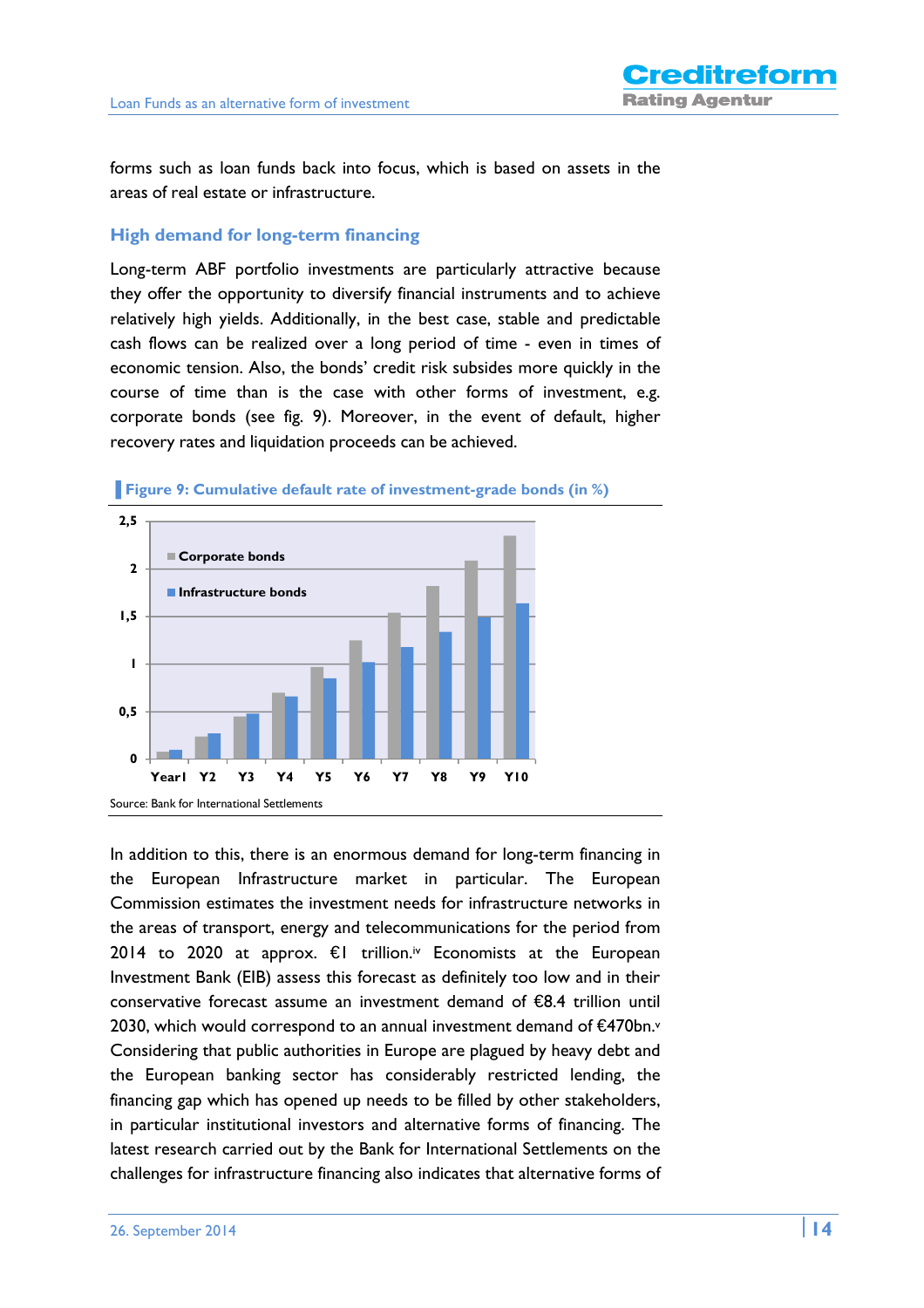forms such as loan funds back into focus, which is based on assets in the areas of real estate or infrastructure.

## High demand for long-term financing

Long-term ABF portfolio investments are particularly attractive because they offer the opportunity to diversify financial instruments and to achieve relatively high yields. Additionally, in the best case, stable and predictable cash flows can be realized over a long period of time - even in times of economic tension. Also, the bonds' credit risk subsides more quickly in the course of time than is the case with other forms of investment, e.g. corporate bonds (see fig. 9). Moreover, in the event of default, higher recovery rates and liquidation proceeds can be achieved.

**Figure 9: Cumulative default rate of investment-grade bonds (in %)**

Source: Bank for International Settlements

In addition to this, there is an enormous demand for long-term financing in the European Infrastructure market in particular. The European Commission estimates the investment needs for infrastructure networks in the areas of transport, energy and telecommunications for the period from 2014 to 2020 at approx. €1 trillion.[iv] Economists at the European Investment Bank (EIB) assess this forecast as definitely too low and in their conservative forecast assume an investment demand of €8.4 trillion until 2030, which would correspond to an annual investment demand of €470bn.[v] Considering that public authorities in Europe are plagued by heavy debt and the European banking sector has considerably restricted lending, the financing gap which has opened up needs to be filled by other stakeholders, in particular institutional investors and alternative forms of financing. The latest research carried out by the Bank for International Settlements on the challenges for infrastructure financing also indicates that alternative forms of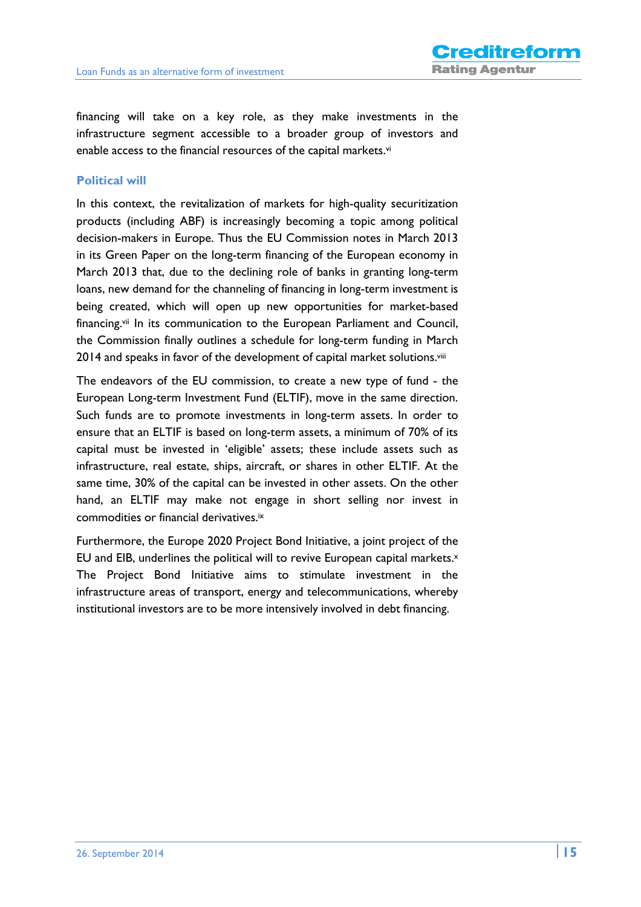financing will take on a key role, as they make investments in the infrastructure segment accessible to a broader group of investors and enable access to the financial resources of the capital markets.[vi]

### Political will

In this context, the revitalization of markets for high-quality securitization products (including ABF) is increasingly becoming a topic among political decision-makers in Europe. Thus the EU Commission notes in March 2013 in its Green Paper on the long-term financing of the European economy in March 2013 that, due to the declining role of banks in granting long-term loans, new demand for the channeling of financing in long-term investment is being created, which will open up new opportunities for market-based financing.[vii] In its communication to the European Parliament and Council, the Commission finally outlines a schedule for long-term funding in March 2014 and speaks in favor of the development of capital market solutions.[viii]

The endeavors of the EU commission, to create a new type of fund - the European Long-term Investment Fund (ELTIF), move in the same direction. Such funds are to promote investments in long-term assets. In order to ensure that an ELTIF is based on long-term assets, a minimum of 70% of its capital must be invested in 'eligible' assets; these include assets such as infrastructure, real estate, ships, aircraft, or shares in other ELTIF. At the same time, 30% of the capital can be invested in other assets. On the other hand, an ELTIF may make not engage in short selling nor invest in commodities or financial derivatives.[ix]

Furthermore, the Europe 2020 Project Bond Initiative, a joint project of the EU and EIB, underlines the political will to revive European capital markets.[x] The Project Bond Initiative aims to stimulate investment in the infrastructure areas of transport, energy and telecommunications, whereby institutional investors are to be more intensively involved in debt financing.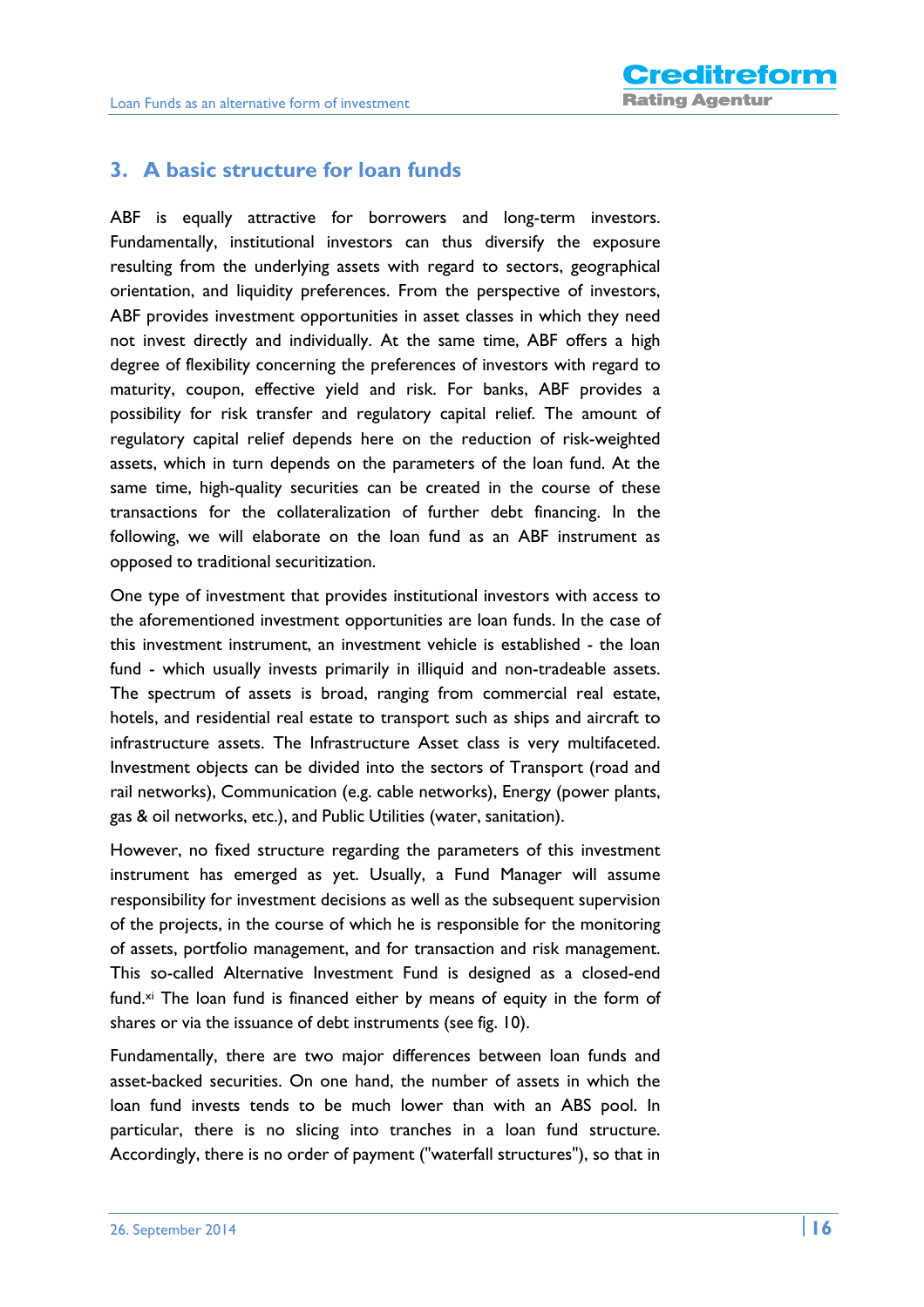## 3. A basic structure for loan funds

ABF is equally attractive for borrowers and long-term investors. Fundamentally, institutional investors can thus diversify the exposure resulting from the underlying assets with regard to sectors, geographical orientation, and liquidity preferences. From the perspective of investors, ABF provides investment opportunities in asset classes in which they need not invest directly and individually. At the same time, ABF offers a high degree of flexibility concerning the preferences of investors with regard to maturity, coupon, effective yield and risk. For banks, ABF provides a possibility for risk transfer and regulatory capital relief. The amount of regulatory capital relief depends here on the reduction of risk-weighted assets, which in turn depends on the parameters of the loan fund. At the same time, high-quality securities can be created in the course of these transactions for the collateralization of further debt financing. In the following, we will elaborate on the loan fund as an ABF instrument as opposed to traditional securitization.

One type of investment that provides institutional investors with access to the aforementioned investment opportunities are loan funds. In the case of this investment instrument, an investment vehicle is established - the loan fund - which usually invests primarily in illiquid and non-tradeable assets. The spectrum of assets is broad, ranging from commercial real estate, hotels, and residential real estate to transport such as ships and aircraft to infrastructure assets. The Infrastructure Asset class is very multifaceted. Investment objects can be divided into the sectors of Transport (road and rail networks), Communication (e.g. cable networks), Energy (power plants, gas & oil networks, etc.), and Public Utilities (water, sanitation).

However, no fixed structure regarding the parameters of this investment instrument has emerged as yet. Usually, a Fund Manager will assume responsibility for investment decisions as well as the subsequent supervision of the projects, in the course of which he is responsible for the monitoring of assets, portfolio management, and for transaction and risk management. This so-called Alternative Investment Fund is designed as a closed-end fund.[xi] The loan fund is financed either by means of equity in the form of shares or via the issuance of debt instruments (see fig. 10).

Fundamentally, there are two major differences between loan funds and asset-backed securities. On one hand, the number of assets in which the loan fund invests tends to be much lower than with an ABS pool. In particular, there is no slicing into tranches in a loan fund structure. Accordingly, there is no order of payment ("waterfall structures"), so that in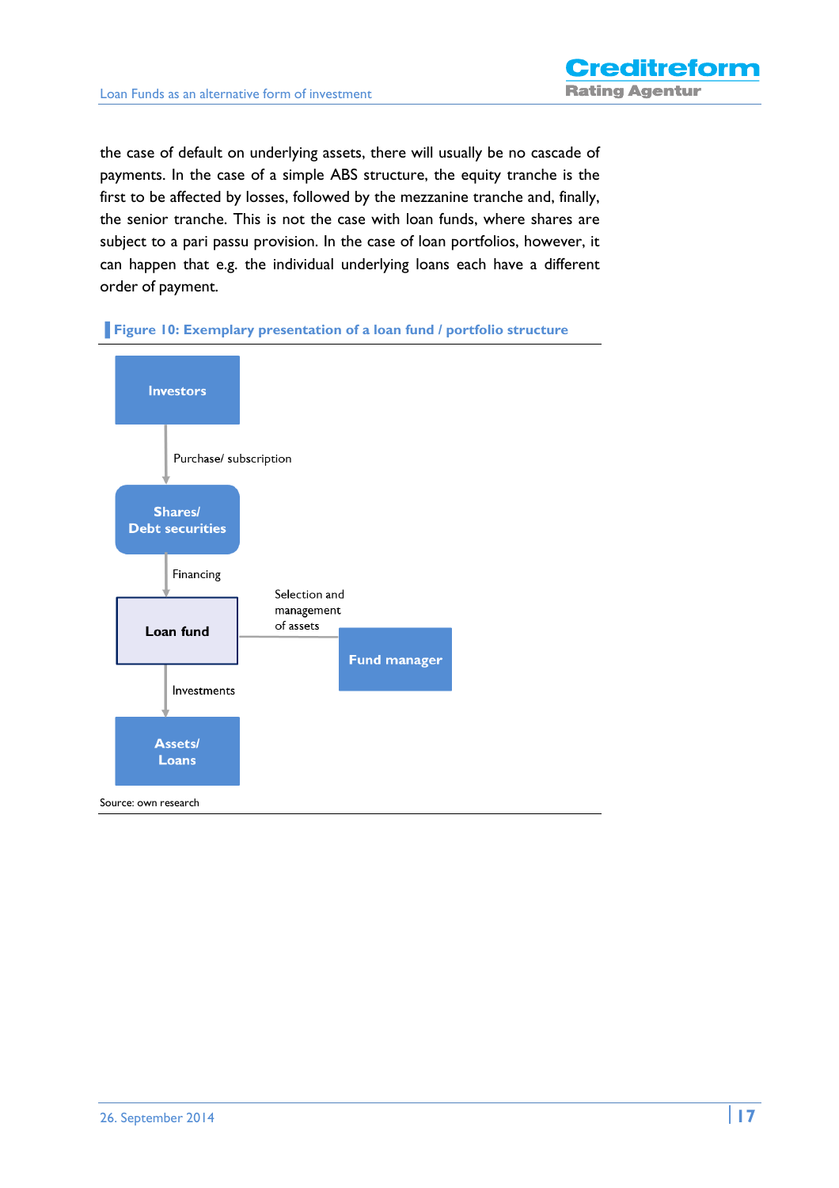the case of default on underlying assets, there will usually be no cascade of payments. In the case of a simple ABS structure, the equity tranche is the first to be affected by losses, followed by the mezzanine tranche and, finally, the senior tranche. This is not the case with loan funds, where shares are subject to a pari passu provision. In the case of loan portfolios, however, it can happen that e.g. the individual underlying loans each have a different order of payment.

**Figure 10: Exemplary presentation of a loan fund / portfolio structure**

Investors

Purchase/ subscription

Shares/ Debt securities

Financing

Loan fund

Selection and management of assets

Fund manager

Investments

Assets/ Loans

Source: own research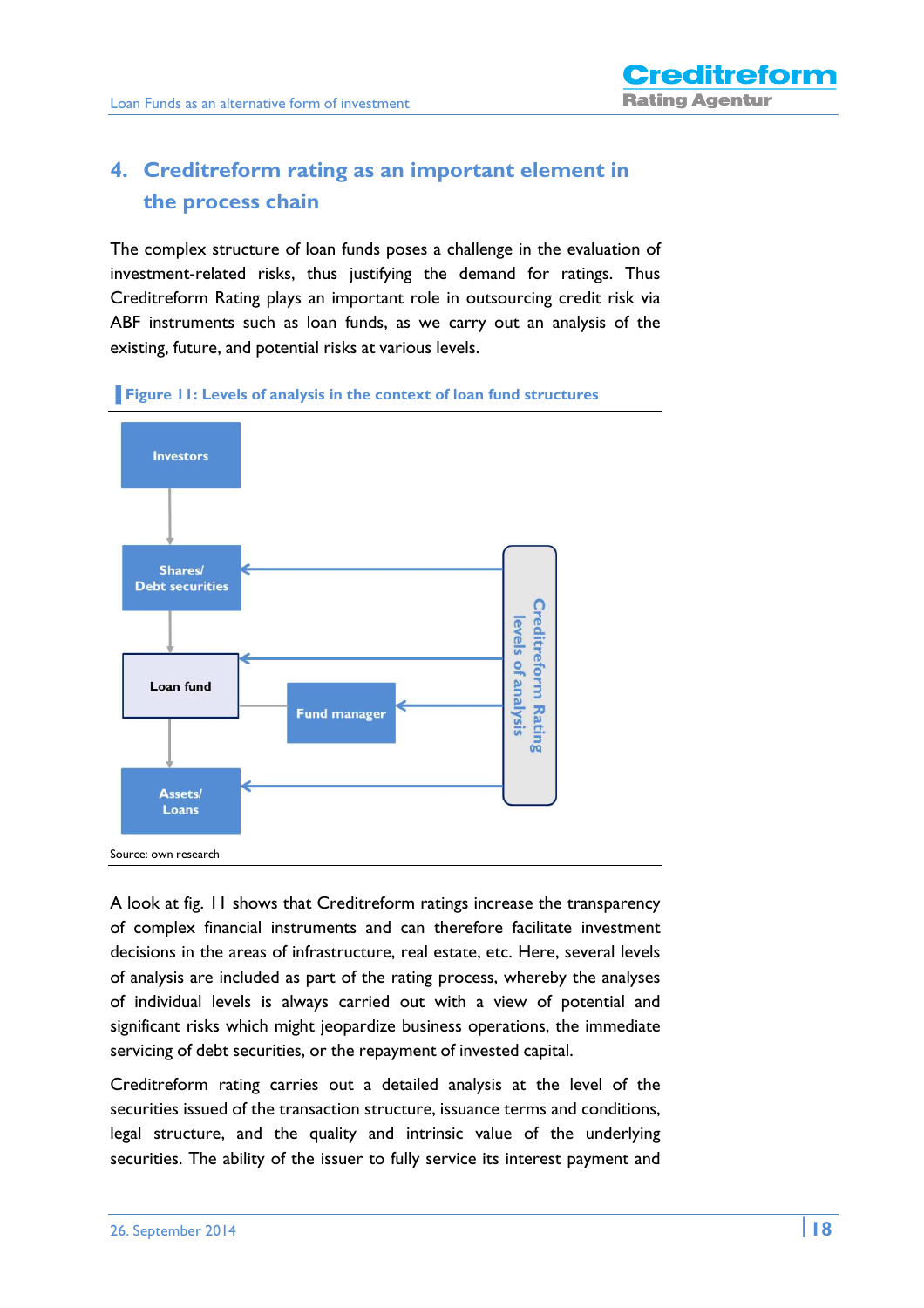## 4. Creditreform rating as an important element in the process chain

The complex structure of loan funds poses a challenge in the evaluation of investment-related risks, thus justifying the demand for ratings. Thus Creditreform Rating plays an important role in outsourcing credit risk via ABF instruments such as loan funds, as we carry out an analysis of the existing, future, and potential risks at various levels.

**Figure 11: Levels of analysis in the context of loan fund structures**

Investors

Shares/ Debt securities

Loan fund

Fund manager

Assets/ Loans

Creditreform Rating levels of analysis

Source: own research

A look at fig. 11 shows that Creditreform ratings increase the transparency of complex financial instruments and can therefore facilitate investment decisions in the areas of infrastructure, real estate, etc. Here, several levels of analysis are included as part of the rating process, whereby the analyses of individual levels is always carried out with a view of potential and significant risks which might jeopardize business operations, the immediate servicing of debt securities, or the repayment of invested capital.

Creditreform rating carries out a detailed analysis at the level of the securities issued of the transaction structure, issuance terms and conditions, legal structure, and the quality and intrinsic value of the underlying securities. The ability of the issuer to fully service its interest payment and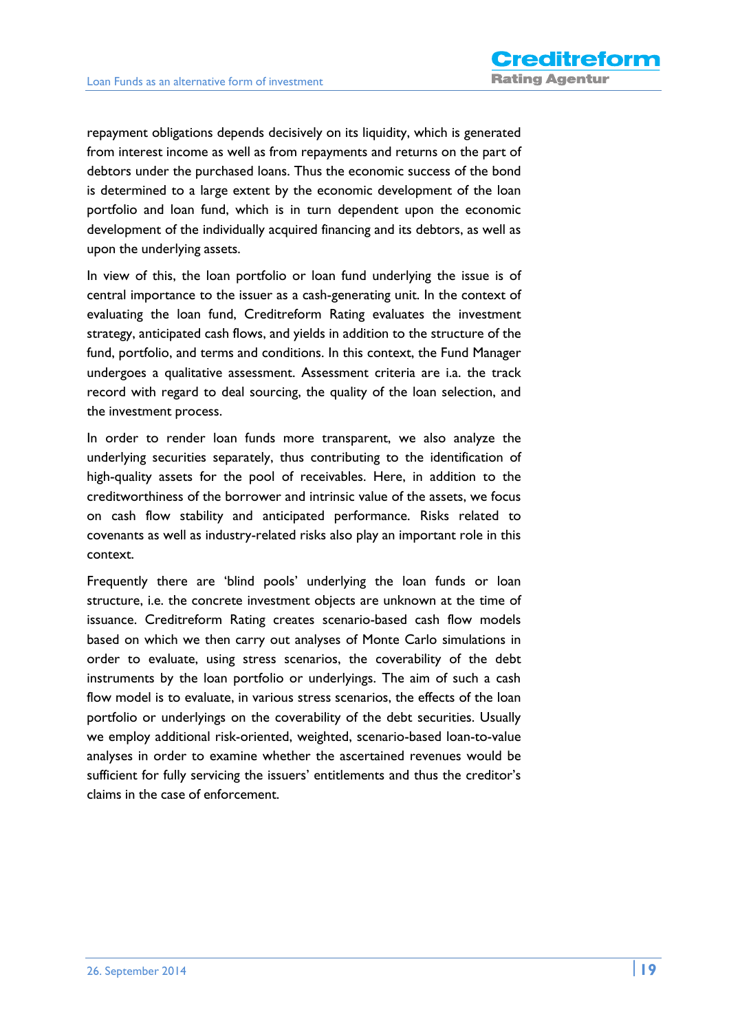repayment obligations depends decisively on its liquidity, which is generated from interest income as well as from repayments and returns on the part of debtors under the purchased loans. Thus the economic success of the bond is determined to a large extent by the economic development of the loan portfolio and loan fund, which is in turn dependent upon the economic development of the individually acquired financing and its debtors, as well as upon the underlying assets.

In view of this, the loan portfolio or loan fund underlying the issue is of central importance to the issuer as a cash-generating unit. In the context of evaluating the loan fund, Creditreform Rating evaluates the investment strategy, anticipated cash flows, and yields in addition to the structure of the fund, portfolio, and terms and conditions. In this context, the Fund Manager undergoes a qualitative assessment. Assessment criteria are i.a. the track record with regard to deal sourcing, the quality of the loan selection, and the investment process.

In order to render loan funds more transparent, we also analyze the underlying securities separately, thus contributing to the identification of high-quality assets for the pool of receivables. Here, in addition to the creditworthiness of the borrower and intrinsic value of the assets, we focus on cash flow stability and anticipated performance. Risks related to covenants as well as industry-related risks also play an important role in this context.

Frequently there are 'blind pools' underlying the loan funds or loan structure, i.e. the concrete investment objects are unknown at the time of issuance. Creditreform Rating creates scenario-based cash flow models based on which we then carry out analyses of Monte Carlo simulations in order to evaluate, using stress scenarios, the coverability of the debt instruments by the loan portfolio or underlyings. The aim of such a cash flow model is to evaluate, in various stress scenarios, the effects of the loan portfolio or underlyings on the coverability of the debt securities. Usually we employ additional risk-oriented, weighted, scenario-based loan-to-value analyses in order to examine whether the ascertained revenues would be sufficient for fully servicing the issuers' entitlements and thus the creditor's claims in the case of enforcement.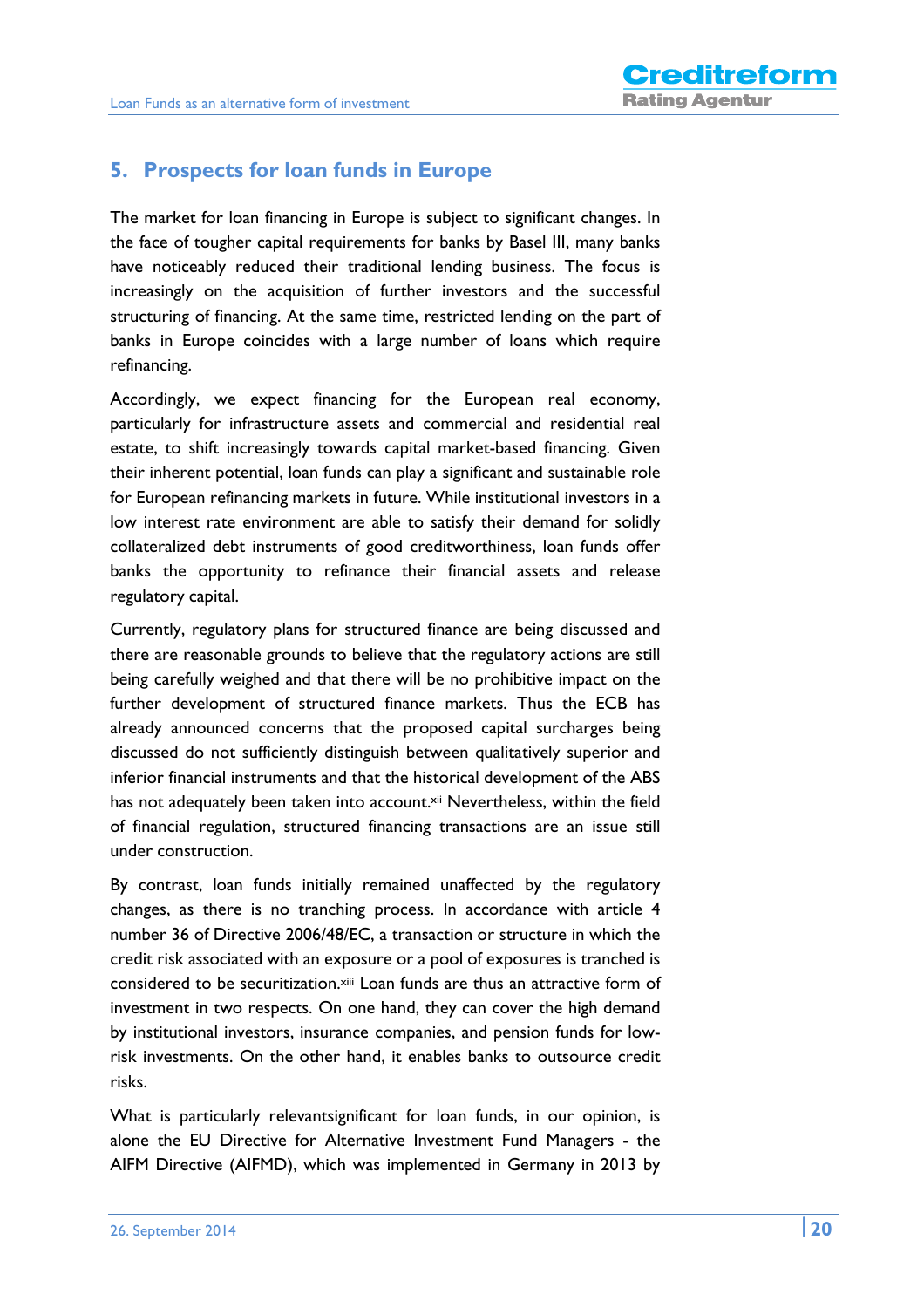## 5. Prospects for loan funds in Europe

The market for loan financing in Europe is subject to significant changes. In the face of tougher capital requirements for banks by Basel III, many banks have noticeably reduced their traditional lending business. The focus is increasingly on the acquisition of further investors and the successful structuring of financing. At the same time, restricted lending on the part of banks in Europe coincides with a large number of loans which require refinancing.

Accordingly, we expect financing for the European real economy, particularly for infrastructure assets and commercial and residential real estate, to shift increasingly towards capital market-based financing. Given their inherent potential, loan funds can play a significant and sustainable role for European refinancing markets in future. While institutional investors in a low interest rate environment are able to satisfy their demand for solidly collateralized debt instruments of good creditworthiness, loan funds offer banks the opportunity to refinance their financial assets and release regulatory capital.

Currently, regulatory plans for structured finance are being discussed and there are reasonable grounds to believe that the regulatory actions are still being carefully weighed and that there will be no prohibitive impact on the further development of structured finance markets. Thus the ECB has already announced concerns that the proposed capital surcharges being discussed do not sufficiently distinguish between qualitatively superior and inferior financial instruments and that the historical development of the ABS has not adequately been taken into account.[xii] Nevertheless, within the field of financial regulation, structured financing transactions are an issue still under construction.

By contrast, loan funds initially remained unaffected by the regulatory changes, as there is no tranching process. In accordance with article 4 number 36 of Directive 2006/48/EC, a transaction or structure in which the credit risk associated with an exposure or a pool of exposures is tranched is considered to be securitization.[xiii] Loan funds are thus an attractive form of investment in two respects. On one hand, they can cover the high demand by institutional investors, insurance companies, and pension funds for low-risk investments. On the other hand, it enables banks to outsource credit risks.

What is particularly relevantsignificant for loan funds, in our opinion, is alone the EU Directive for Alternative Investment Fund Managers - the AIFM Directive (AIFMD), which was implemented in Germany in 2013 by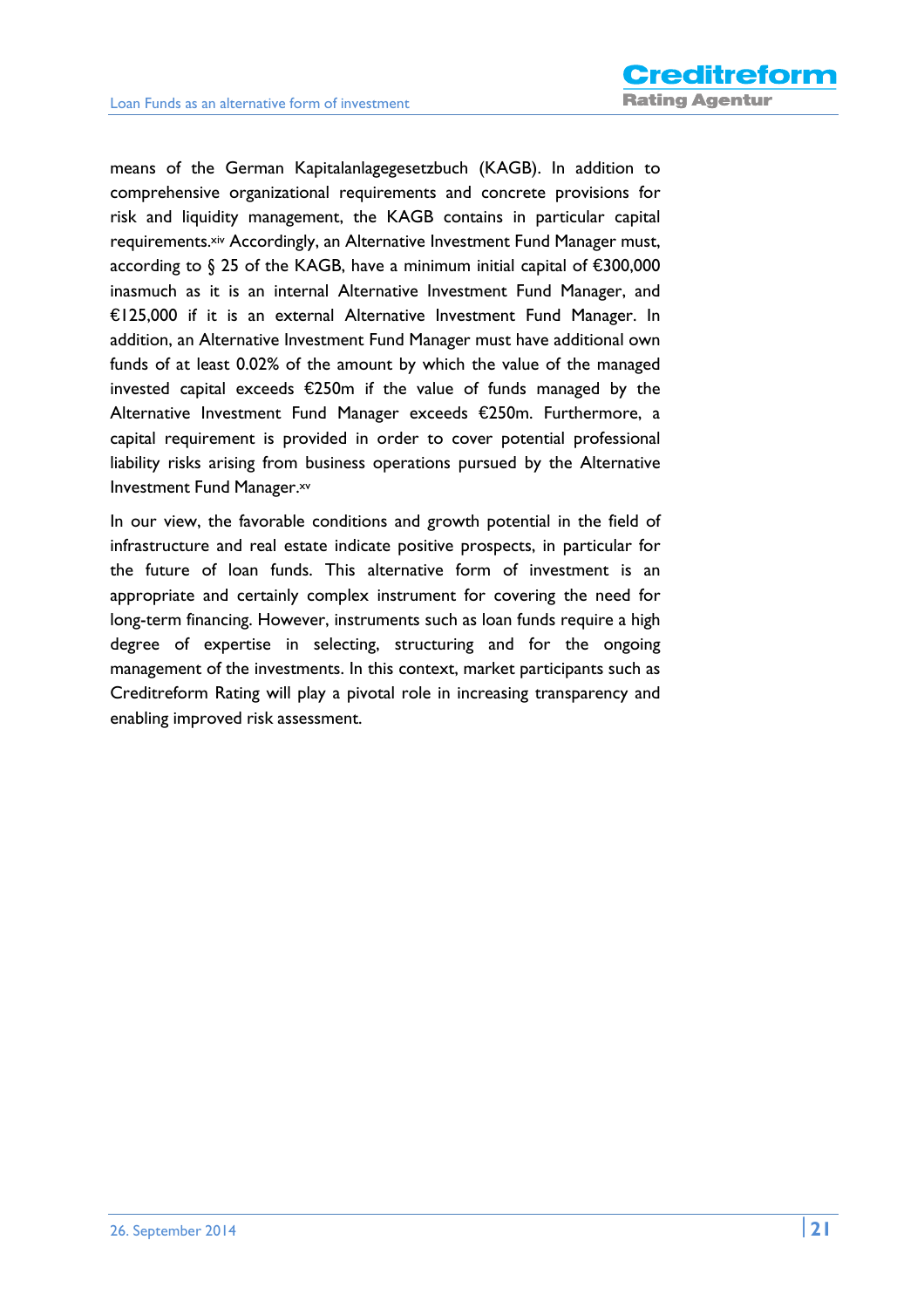means of the German Kapitalanlagegesetzbuch (KAGB). In addition to comprehensive organizational requirements and concrete provisions for risk and liquidity management, the KAGB contains in particular capital requirements.[xiv] Accordingly, an Alternative Investment Fund Manager must, according to § 25 of the KAGB, have a minimum initial capital of €300,000 inasmuch as it is an internal Alternative Investment Fund Manager, and €125,000 if it is an external Alternative Investment Fund Manager. In addition, an Alternative Investment Fund Manager must have additional own funds of at least 0.02% of the amount by which the value of the managed invested capital exceeds €250m if the value of funds managed by the Alternative Investment Fund Manager exceeds €250m. Furthermore, a capital requirement is provided in order to cover potential professional liability risks arising from business operations pursued by the Alternative Investment Fund Manager.[xv]

In our view, the favorable conditions and growth potential in the field of infrastructure and real estate indicate positive prospects, in particular for the future of loan funds. This alternative form of investment is an appropriate and certainly complex instrument for covering the need for long-term financing. However, instruments such as loan funds require a high degree of expertise in selecting, structuring and for the ongoing management of the investments. In this context, market participants such as Creditreform Rating will play a pivotal role in increasing transparency and enabling improved risk assessment.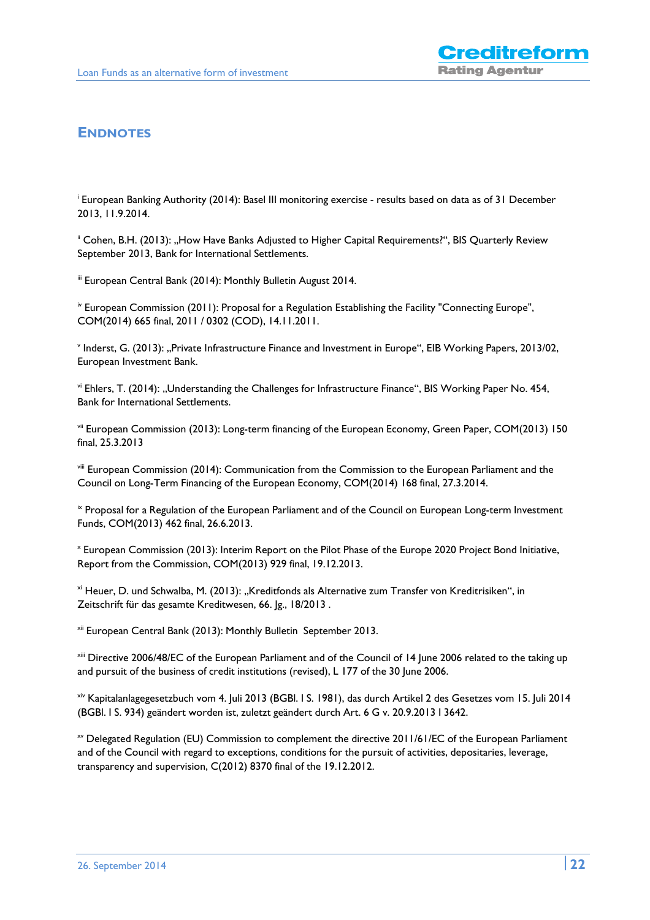## Endnotes

[i] European Banking Authority (2014): Basel III monitoring exercise - results based on data as of 31 December 2013, 11.9.2014.

[ii] Cohen, B.H. (2013): „How Have Banks Adjusted to Higher Capital Requirements?“, BIS Quarterly Review September 2013, Bank for International Settlements.

[iii] European Central Bank (2014): Monthly Bulletin August 2014.

[iv] European Commission (2011): Proposal for a Regulation Establishing the Facility "Connecting Europe", COM(2014) 665 final, 2011 / 0302 (COD), 14.11.2011.

[v] Inderst, G. (2013): „Private Infrastructure Finance and Investment in Europe“, EIB Working Papers, 2013/02, European Investment Bank.

[vi] Ehlers, T. (2014): „Understanding the Challenges for Infrastructure Finance“, BIS Working Paper No. 454, Bank for International Settlements.

[vii] European Commission (2013): Long-term financing of the European Economy, Green Paper, COM(2013) 150 final, 25.3.2013

[viii] European Commission (2014): Communication from the Commission to the European Parliament and the Council on Long-Term Financing of the European Economy, COM(2014) 168 final, 27.3.2014.

[ix] Proposal for a Regulation of the European Parliament and of the Council on European Long-term Investment Funds, COM(2013) 462 final, 26.6.2013.

[x] European Commission (2013): Interim Report on the Pilot Phase of the Europe 2020 Project Bond Initiative, Report from the Commission, COM(2013) 929 final, 19.12.2013.

[xi] Heuer, D. und Schwalba, M. (2013): „Kreditfonds als Alternative zum Transfer von Kreditrisiken“, in Zeitschrift für das gesamte Kreditwesen, 66. Jg., 18/2013 .

[xii] European Central Bank (2013): Monthly Bulletin September 2013.

[xiii] Directive 2006/48/EC of the European Parliament and of the Council of 14 June 2006 related to the taking up and pursuit of the business of credit institutions (revised), L 177 of the 30 June 2006.

[xiv] Kapitalanlagegesetzbuch vom 4. Juli 2013 (BGBl. I S. 1981), das durch Artikel 2 des Gesetzes vom 15. Juli 2014 (BGBl. I S. 934) geändert worden ist, zuletzt geändert durch Art. 6 G v. 20.9.2013 I 3642.

[xv] Delegated Regulation (EU) Commission to complement the directive 2011/61/EC of the European Parliament and of the Council with regard to exceptions, conditions for the pursuit of activities, depositaries, leverage, transparency and supervision, C(2012) 8370 final of the 19.12.2012.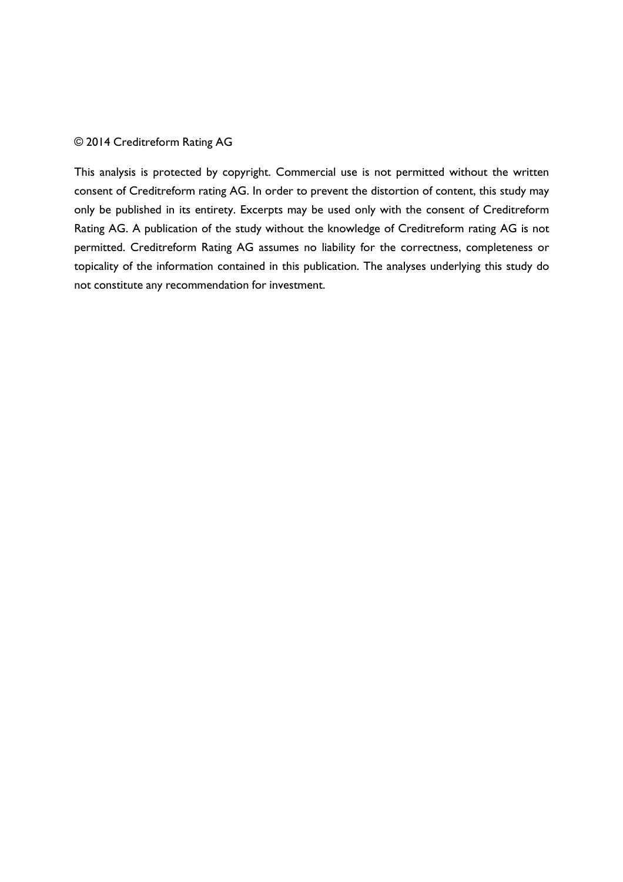© 2014 Creditreform Rating AG

This analysis is protected by copyright. Commercial use is not permitted without the written consent of Creditreform rating AG. In order to prevent the distortion of content, this study may only be published in its entirety. Excerpts may be used only with the consent of Creditreform Rating AG. A publication of the study without the knowledge of Creditreform rating AG is not permitted. Creditreform Rating AG assumes no liability for the correctness, completeness or topicality of the information contained in this publication. The analyses underlying this study do not constitute any recommendation for investment.